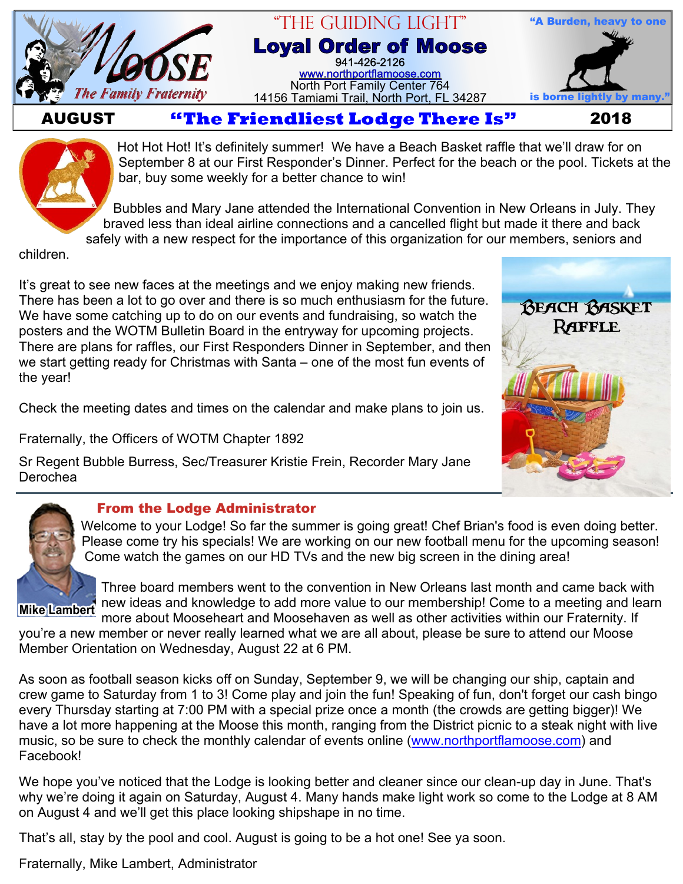# "THE GUIDING LIGHT"

## Loyal Order of Moose

941-426-2126
www.northportflamoose.com
North Port Family Center 764
14156 Tamiami Trail, North Port, FL 34287

The Family Fraternity

"A Burden, heavy to one is borne lightly by many."

**AUGUST** **"The Friendliest Lodge There Is"** **2018**

Hot Hot Hot! It's definitely summer! We have a Beach Basket raffle that we'll draw for on September 8 at our First Responder's Dinner. Perfect for the beach or the pool. Tickets at the bar, buy some weekly for a better chance to win!

Bubbles and Mary Jane attended the International Convention in New Orleans in July. They braved less than ideal airline connections and a cancelled flight but made it there and back safely with a new respect for the importance of this organization for our members, seniors and children.

It's great to see new faces at the meetings and we enjoy making new friends. There has been a lot to go over and there is so much enthusiasm for the future. We have some catching up to do on our events and fundraising, so watch the posters and the WOTM Bulletin Board in the entryway for upcoming projects. There are plans for raffles, our First Responders Dinner in September, and then we start getting ready for Christmas with Santa – one of the most fun events of the year!

Check the meeting dates and times on the calendar and make plans to join us.

Fraternally, the Officers of WOTM Chapter 1892

Sr Regent Bubble Burress, Sec/Treasurer Kristie Frein, Recorder Mary Jane Derochea

BEACH BASKET RAFFLE

### From the Lodge Administrator

Mike Lambert

Welcome to your Lodge! So far the summer is going great! Chef Brian's food is even doing better. Please come try his specials! We are working on our new football menu for the upcoming season! Come watch the games on our HD TVs and the new big screen in the dining area!

Three board members went to the convention in New Orleans last month and came back with new ideas and knowledge to add more value to our membership! Come to a meeting and learn more about Mooseheart and Moosehaven as well as other activities within our Fraternity. If you're a new member or never really learned what we are all about, please be sure to attend our Moose Member Orientation on Wednesday, August 22 at 6 PM.

As soon as football season kicks off on Sunday, September 9, we will be changing our ship, captain and crew game to Saturday from 1 to 3! Come play and join the fun! Speaking of fun, don't forget our cash bingo every Thursday starting at 7:00 PM with a special prize once a month (the crowds are getting bigger)! We have a lot more happening at the Moose this month, ranging from the District picnic to a steak night with live music, so be sure to check the monthly calendar of events online (www.northportflamoose.com) and Facebook!

We hope you've noticed that the Lodge is looking better and cleaner since our clean-up day in June. That's why we're doing it again on Saturday, August 4. Many hands make light work so come to the Lodge at 8 AM on August 4 and we'll get this place looking shipshape in no time.

That's all, stay by the pool and cool. August is going to be a hot one! See ya soon.

Fraternally, Mike Lambert, Administrator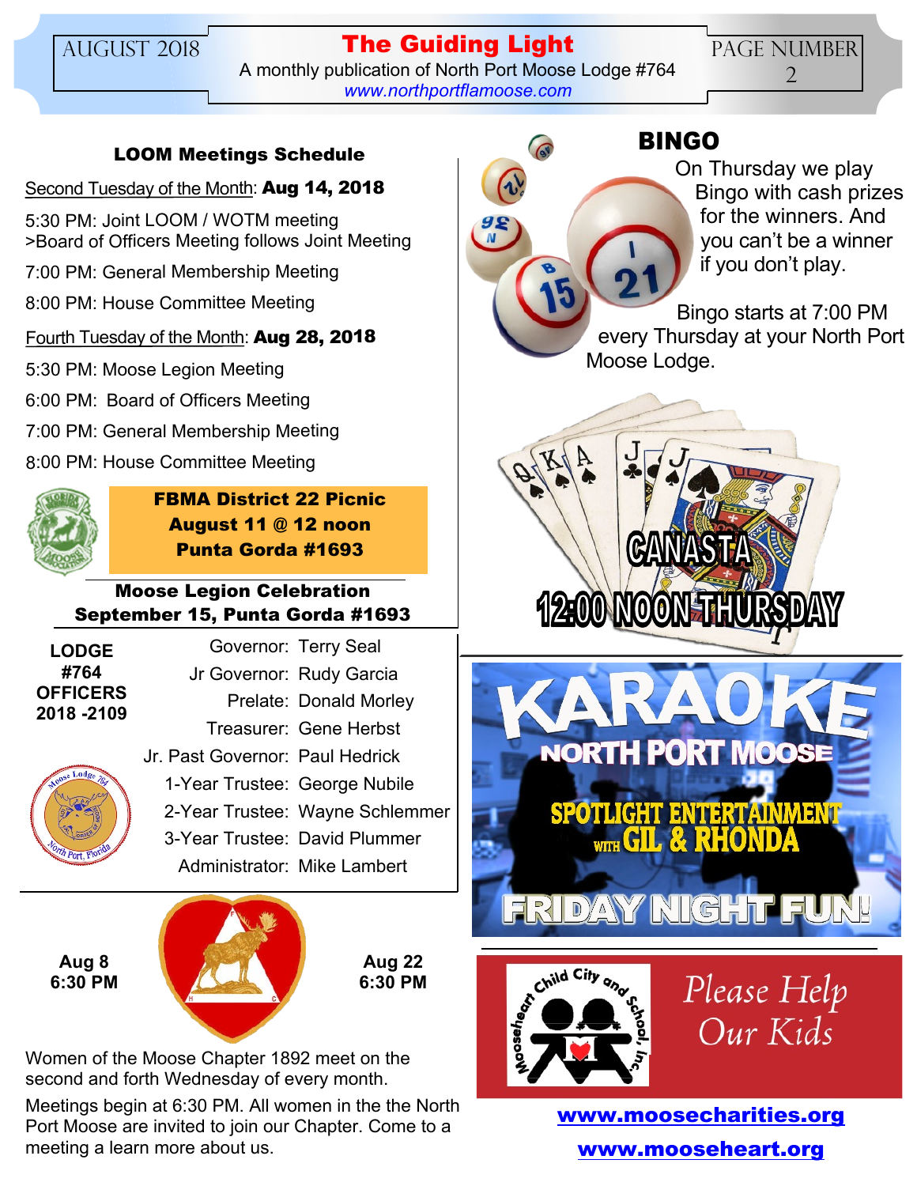## LOOM Meetings Schedule

Second Tuesday of the Month: **Aug 14, 2018**

5:30 PM: Joint LOOM / WOTM meeting
>Board of Officers Meeting follows Joint Meeting

7:00 PM: General Membership Meeting

8:00 PM: House Committee Meeting

Fourth Tuesday of the Month: **Aug 28, 2018**

5:30 PM: Moose Legion Meeting

6:00 PM: Board of Officers Meeting

7:00 PM: General Membership Meeting

8:00 PM: House Committee Meeting

**FBMA District 22 Picnic**
**August 11 @ 12 noon**
**Punta Gorda #1693**

**Moose Legion Celebration**
**September 15, Punta Gorda #1693**

**LODGE #764 OFFICERS 2018 -2109**

| | |
|---|---|
| Governor: | Terry Seal |
| Jr Governor: | Rudy Garcia |
| Prelate: | Donald Morley |
| Treasurer: | Gene Herbst |
| Jr. Past Governor: | Paul Hedrick |
| 1-Year Trustee: | George Nubile |
| 2-Year Trustee: | Wayne Schlemmer |
| 3-Year Trustee: | David Plummer |
| Administrator: | Mike Lambert |

**Aug 8**
**6:30 PM**

**Aug 22**
**6:30 PM**

Women of the Moose Chapter 1892 meet on the second and forth Wednesday of every month.

Meetings begin at 6:30 PM. All women in the the North Port Moose are invited to join our Chapter. Come to a meeting a learn more about us.

## BINGO

On Thursday we play Bingo with cash prizes for the winners. And you can't be a winner if you don't play.

Bingo starts at 7:00 PM every Thursday at your North Port Moose Lodge.

CANASTA
12:00 NOON THURSDAY

KARAOKE
NORTH PORT MOOSE
SPOTLIGHT ENTERTAINMENT WITH GIL & RHONDA
FRIDAY NIGHT FUN!

Mooseheart Child City and School, Inc.

*Please Help Our Kids*

**www.moosecharities.org**

**www.mooseheart.org**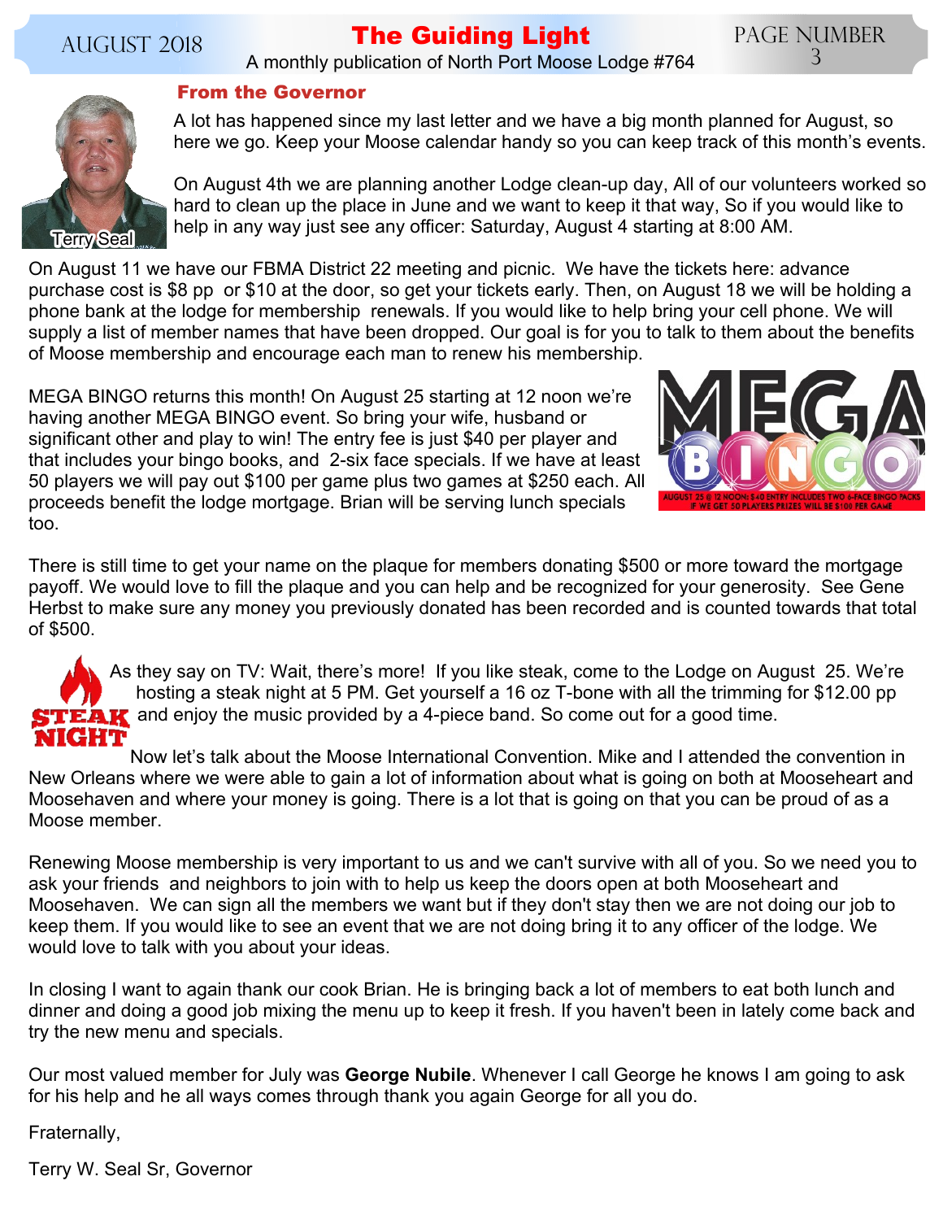## From the Governor

Terry Seal

A lot has happened since my last letter and we have a big month planned for August, so here we go. Keep your Moose calendar handy so you can keep track of this month's events.

On August 4th we are planning another Lodge clean-up day, All of our volunteers worked so hard to clean up the place in June and we want to keep it that way, So if you would like to help in any way just see any officer: Saturday, August 4 starting at 8:00 AM.

On August 11 we have our FBMA District 22 meeting and picnic. We have the tickets here: advance purchase cost is $8 pp or $10 at the door, so get your tickets early. Then, on August 18 we will be holding a phone bank at the lodge for membership renewals. If you would like to help bring your cell phone. We will supply a list of member names that have been dropped. Our goal is for you to talk to them about the benefits of Moose membership and encourage each man to renew his membership.

MEGA BINGO returns this month! On August 25 starting at 12 noon we're having another MEGA BINGO event. So bring your wife, husband or significant other and play to win! The entry fee is just $40 per player and that includes your bingo books, and 2-six face specials. If we have at least 50 players we will pay out $100 per game plus two games at $250 each. All proceeds benefit the lodge mortgage. Brian will be serving lunch specials too.

MEGA BINGO
AUGUST 25 @ 12 NOON: $40 ENTRY INCLUDES TWO 6-FACE BINGO PACKS
IF WE GET 50 PLAYERS PRIZES WILL BE $100 PER GAME

There is still time to get your name on the plaque for members donating $500 or more toward the mortgage payoff. We would love to fill the plaque and you can help and be recognized for your generosity. See Gene Herbst to make sure any money you previously donated has been recorded and is counted towards that total of $500.

STEAK NIGHT

As they say on TV: Wait, there's more! If you like steak, come to the Lodge on August 25. We're hosting a steak night at 5 PM. Get yourself a 16 oz T-bone with all the trimming for $12.00 pp and enjoy the music provided by a 4-piece band. So come out for a good time.

Now let's talk about the Moose International Convention. Mike and I attended the convention in New Orleans where we were able to gain a lot of information about what is going on both at Mooseheart and Moosehaven and where your money is going. There is a lot that is going on that you can be proud of as a Moose member.

Renewing Moose membership is very important to us and we can't survive with all of you. So we need you to ask your friends and neighbors to join with to help us keep the doors open at both Mooseheart and Moosehaven. We can sign all the members we want but if they don't stay then we are not doing our job to keep them. If you would like to see an event that we are not doing bring it to any officer of the lodge. We would love to talk with you about your ideas.

In closing I want to again thank our cook Brian. He is bringing back a lot of members to eat both lunch and dinner and doing a good job mixing the menu up to keep it fresh. If you haven't been in lately come back and try the new menu and specials.

Our most valued member for July was **George Nubile**. Whenever I call George he knows I am going to ask for his help and he all ways comes through thank you again George for all you do.

Fraternally,

Terry W. Seal Sr, Governor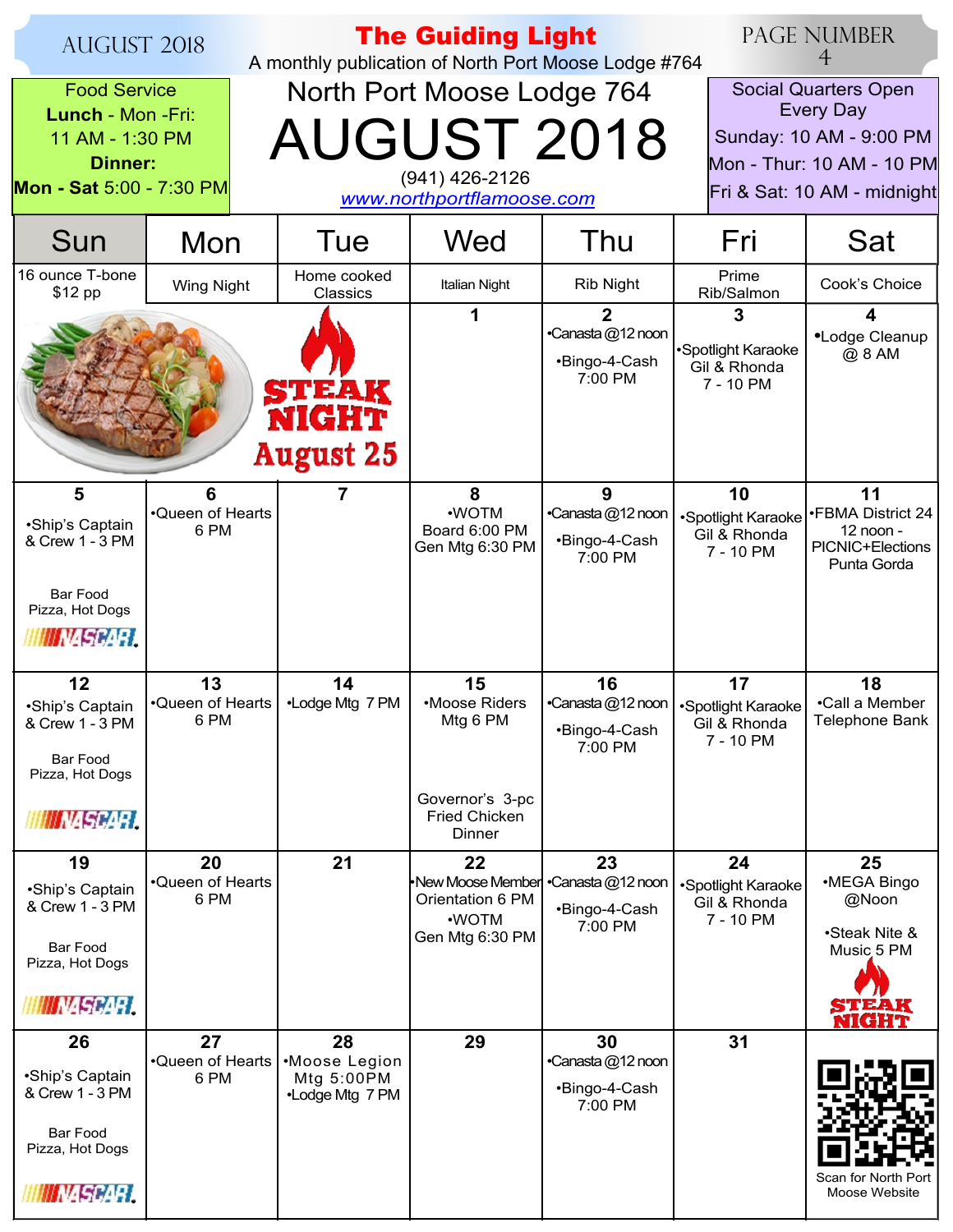# The Guiding Light

A monthly publication of North Port Moose Lodge #764

AUGUST 2018

**Food Service**
**Lunch** - Mon -Fri: 11 AM - 1:30 PM
**Dinner:** **Mon - Sat** 5:00 - 7:30 PM

## North Port Moose Lodge 764

# AUGUST 2018

(941) 426-2126
www.northportflamoose.com

**Social Quarters Open Every Day**
Sunday: 10 AM - 9:00 PM
Mon - Thur: 10 AM - 10 PM
Fri & Sat: 10 AM - midnight

| Sun | Mon | Tue | Wed | Thu | Fri | Sat |
|---|---|---|---|---|---|---|
| 16 ounce T-bone $12 pp | Wing Night | Home cooked Classics | Italian Night | Rib Night | Prime Rib/Salmon | Cook's Choice |
| STEAK NIGHT August 25 | | | 1 | 2 •Canasta @12 noon •Bingo-4-Cash 7:00 PM | 3 •Spotlight Karaoke Gil & Rhonda 7 - 10 PM | 4 •Lodge Cleanup @ 8 AM |
| 5 •Ship's Captain & Crew 1 - 3 PM Bar Food Pizza, Hot Dogs NASCAR | 6 •Queen of Hearts 6 PM | 7 | 8 •WOTM Board 6:00 PM Gen Mtg 6:30 PM | 9 •Canasta @12 noon •Bingo-4-Cash 7:00 PM | 10 •Spotlight Karaoke Gil & Rhonda 7 - 10 PM | 11 •FBMA District 24 12 noon - PICNIC+Elections Punta Gorda |
| 12 •Ship's Captain & Crew 1 - 3 PM Bar Food Pizza, Hot Dogs NASCAR | 13 •Queen of Hearts 6 PM | 14 •Lodge Mtg 7 PM | 15 •Moose Riders Mtg 6 PM Governor's 3-pc Fried Chicken Dinner | 16 •Canasta @12 noon •Bingo-4-Cash 7:00 PM | 17 •Spotlight Karaoke Gil & Rhonda 7 - 10 PM | 18 •Call a Member Telephone Bank |
| 19 •Ship's Captain & Crew 1 - 3 PM Bar Food Pizza, Hot Dogs NASCAR | 20 •Queen of Hearts 6 PM | 21 | 22 •New Moose Member Orientation 6 PM •WOTM Gen Mtg 6:30 PM | 23 •Canasta @12 noon •Bingo-4-Cash 7:00 PM | 24 •Spotlight Karaoke Gil & Rhonda 7 - 10 PM | 25 •MEGA Bingo @Noon •Steak Nite & Music 5 PM STEAK NIGHT |
| 26 •Ship's Captain & Crew 1 - 3 PM Bar Food Pizza, Hot Dogs NASCAR | 27 •Queen of Hearts 6 PM | 28 •Moose Legion Mtg 5:00PM •Lodge Mtg 7 PM | 29 | 30 •Canasta @12 noon •Bingo-4-Cash 7:00 PM | 31 | Scan for North Port Moose Website |